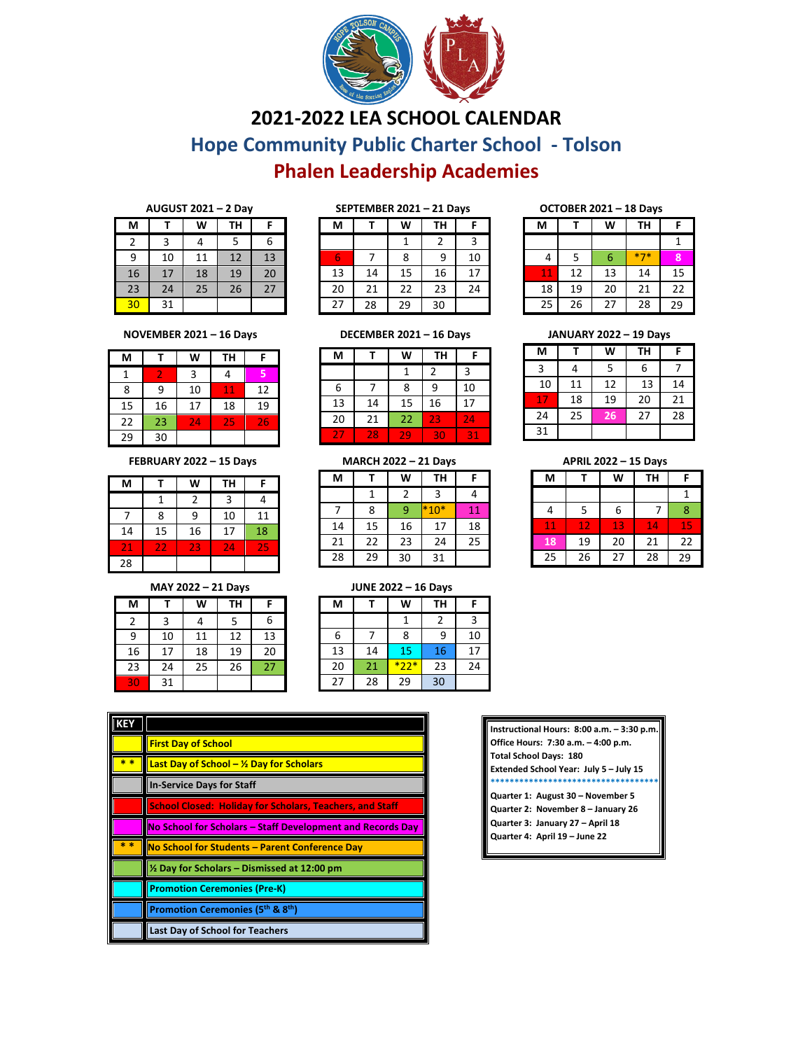# 2021-2022 LEA SCHOOL CALENDAR

## Hope Community Public Charter School - Tolson

## Phalen Leadership Academies

**AUGUST 2021 – 2 Day**

| M | T | W | TH | F |
|---|---|---|---|---|
| 2 | 3 | 4 | 5 | 6 |
| 9 | 10 | 11 | 12 | 13 |
| 16 | 17 | 18 | 19 | 20 |
| 23 | 24 | 25 | 26 | 27 |
| 30 | 31 | | | |

**SEPTEMBER 2021 – 21 Days**

| M | T | W | TH | F |
|---|---|---|---|---|
| | | 1 | 2 | 3 |
| 6 | 7 | 8 | 9 | 10 |
| 13 | 14 | 15 | 16 | 17 |
| 20 | 21 | 22 | 23 | 24 |
| 27 | 28 | 29 | 30 | |

**OCTOBER 2021 – 18 Days**

| M | T | W | TH | F |
|---|---|---|---|---|
| | | | | 1 |
| 4 | 5 | 6 | *7* | 8 |
| 11 | 12 | 13 | 14 | 15 |
| 18 | 19 | 20 | 21 | 22 |
| 25 | 26 | 27 | 28 | 29 |

**NOVEMBER 2021 – 16 Days**

| M | T | W | TH | F |
|---|---|---|---|---|
| 1 | 2 | 3 | 4 | 5 |
| 8 | 9 | 10 | 11 | 12 |
| 15 | 16 | 17 | 18 | 19 |
| 22 | 23 | 24 | 25 | 26 |
| 29 | 30 | | | |

**DECEMBER 2021 – 16 Days**

| M | T | W | TH | F |
|---|---|---|---|---|
| | | 1 | 2 | 3 |
| 6 | 7 | 8 | 9 | 10 |
| 13 | 14 | 15 | 16 | 17 |
| 20 | 21 | 22 | 23 | 24 |
| 27 | 28 | 29 | 30 | 31 |

**JANUARY 2022 – 19 Days**

| M | T | W | TH | F |
|---|---|---|---|---|
| 3 | 4 | 5 | 6 | 7 |
| 10 | 11 | 12 | 13 | 14 |
| 17 | 18 | 19 | 20 | 21 |
| 24 | 25 | 26 | 27 | 28 |
| 31 | | | | |

**FEBRUARY 2022 – 15 Days**

| M | T | W | TH | F |
|---|---|---|---|---|
| | 1 | 2 | 3 | 4 |
| 7 | 8 | 9 | 10 | 11 |
| 14 | 15 | 16 | 17 | 18 |
| 21 | 22 | 23 | 24 | 25 |
| 28 | | | | |

**MARCH 2022 – 21 Days**

| M | T | W | TH | F |
|---|---|---|---|---|
| | 1 | 2 | 3 | 4 |
| 7 | 8 | 9 | *10* | 11 |
| 14 | 15 | 16 | 17 | 18 |
| 21 | 22 | 23 | 24 | 25 |
| 28 | 29 | 30 | 31 | |

**APRIL 2022 – 15 Days**

| M | T | W | TH | F |
|---|---|---|---|---|
| | | | | 1 |
| 4 | 5 | 6 | 7 | 8 |
| 11 | 12 | 13 | 14 | 15 |
| 18 | 19 | 20 | 21 | 22 |
| 25 | 26 | 27 | 28 | 29 |

**MAY 2022 – 21 Days**

| M | T | W | TH | F |
|---|---|---|---|---|
| 2 | 3 | 4 | 5 | 6 |
| 9 | 10 | 11 | 12 | 13 |
| 16 | 17 | 18 | 19 | 20 |
| 23 | 24 | 25 | 26 | 27 |
| 30 | 31 | | | |

**JUNE 2022 – 16 Days**

| M | T | W | TH | F |
|---|---|---|---|---|
| | | 1 | 2 | 3 |
| 6 | 7 | 8 | 9 | 10 |
| 13 | 14 | 15 | 16 | 17 |
| 20 | 21 | *22* | 23 | 24 |
| 27 | 28 | 29 | 30 | |

| KEY | |
|---|---|
| | First Day of School |
| * * | Last Day of School – ½ Day for Scholars |
| | In-Service Days for Staff |
| | School Closed: Holiday for Scholars, Teachers, and Staff |
| | No School for Scholars – Staff Development and Records Day |
| * * | No School for Students – Parent Conference Day |
| | ½ Day for Scholars – Dismissed at 12:00 pm |
| | Promotion Ceremonies (Pre-K) |
| | Promotion Ceremonies (5th & 8th) |
| | Last Day of School for Teachers |

**Instructional Hours: 8:00 a.m. – 3:30 p.m.**
**Office Hours: 7:30 a.m. – 4:00 p.m.**
**Total School Days: 180**
**Extended School Year: July 5 – July 15**

************************************

**Quarter 1: August 30 – November 5**
**Quarter 2: November 8 – January 26**
**Quarter 3: January 27 – April 18**
**Quarter 4: April 19 – June 22**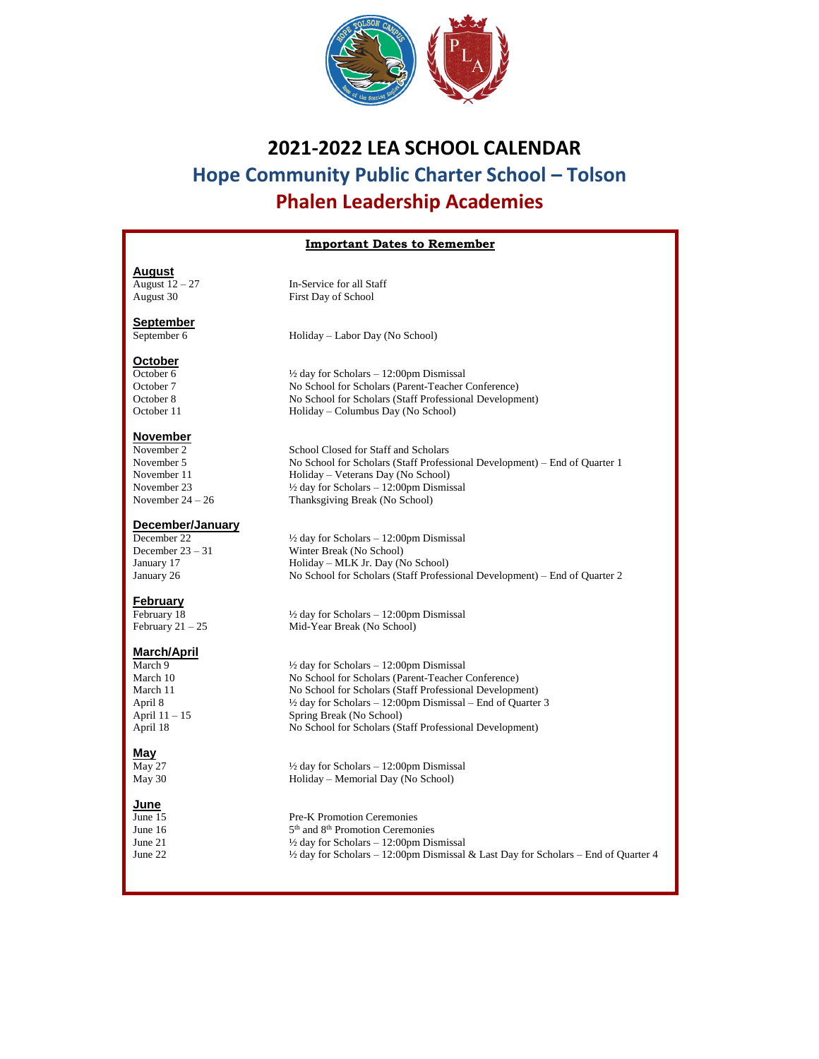# 2021-2022 LEA SCHOOL CALENDAR

## Hope Community Public Charter School – Tolson

## Phalen Leadership Academies

**Important Dates to Remember**

**August**

| | |
|---|---|
| August 12 – 27 | In-Service for all Staff |
| August 30 | First Day of School |

**September**

| | |
|---|---|
| September 6 | Holiday – Labor Day (No School) |

**October**

| | |
|---|---|
| October 6 | ½ day for Scholars – 12:00pm Dismissal |
| October 7 | No School for Scholars (Parent-Teacher Conference) |
| October 8 | No School for Scholars (Staff Professional Development) |
| October 11 | Holiday – Columbus Day (No School) |

**November**

| | |
|---|---|
| November 2 | School Closed for Staff and Scholars |
| November 5 | No School for Scholars (Staff Professional Development) – End of Quarter 1 |
| November 11 | Holiday – Veterans Day (No School) |
| November 23 | ½ day for Scholars – 12:00pm Dismissal |
| November 24 – 26 | Thanksgiving Break (No School) |

**December/January**

| | |
|---|---|
| December 22 | ½ day for Scholars – 12:00pm Dismissal |
| December 23 – 31 | Winter Break (No School) |
| January 17 | Holiday – MLK Jr. Day (No School) |
| January 26 | No School for Scholars (Staff Professional Development) – End of Quarter 2 |

**February**

| | |
|---|---|
| February 18 | ½ day for Scholars – 12:00pm Dismissal |
| February 21 – 25 | Mid-Year Break (No School) |

**March/April**

| | |
|---|---|
| March 9 | ½ day for Scholars – 12:00pm Dismissal |
| March 10 | No School for Scholars (Parent-Teacher Conference) |
| March 11 | No School for Scholars (Staff Professional Development) |
| April 8 | ½ day for Scholars – 12:00pm Dismissal – End of Quarter 3 |
| April 11 – 15 | Spring Break (No School) |
| April 18 | No School for Scholars (Staff Professional Development) |

**May**

| | |
|---|---|
| May 27 | ½ day for Scholars – 12:00pm Dismissal |
| May 30 | Holiday – Memorial Day (No School) |

**June**

| | |
|---|---|
| June 15 | Pre-K Promotion Ceremonies |
| June 16 | 5th and 8th Promotion Ceremonies |
| June 21 | ½ day for Scholars – 12:00pm Dismissal |
| June 22 | ½ day for Scholars – 12:00pm Dismissal & Last Day for Scholars – End of Quarter 4 |